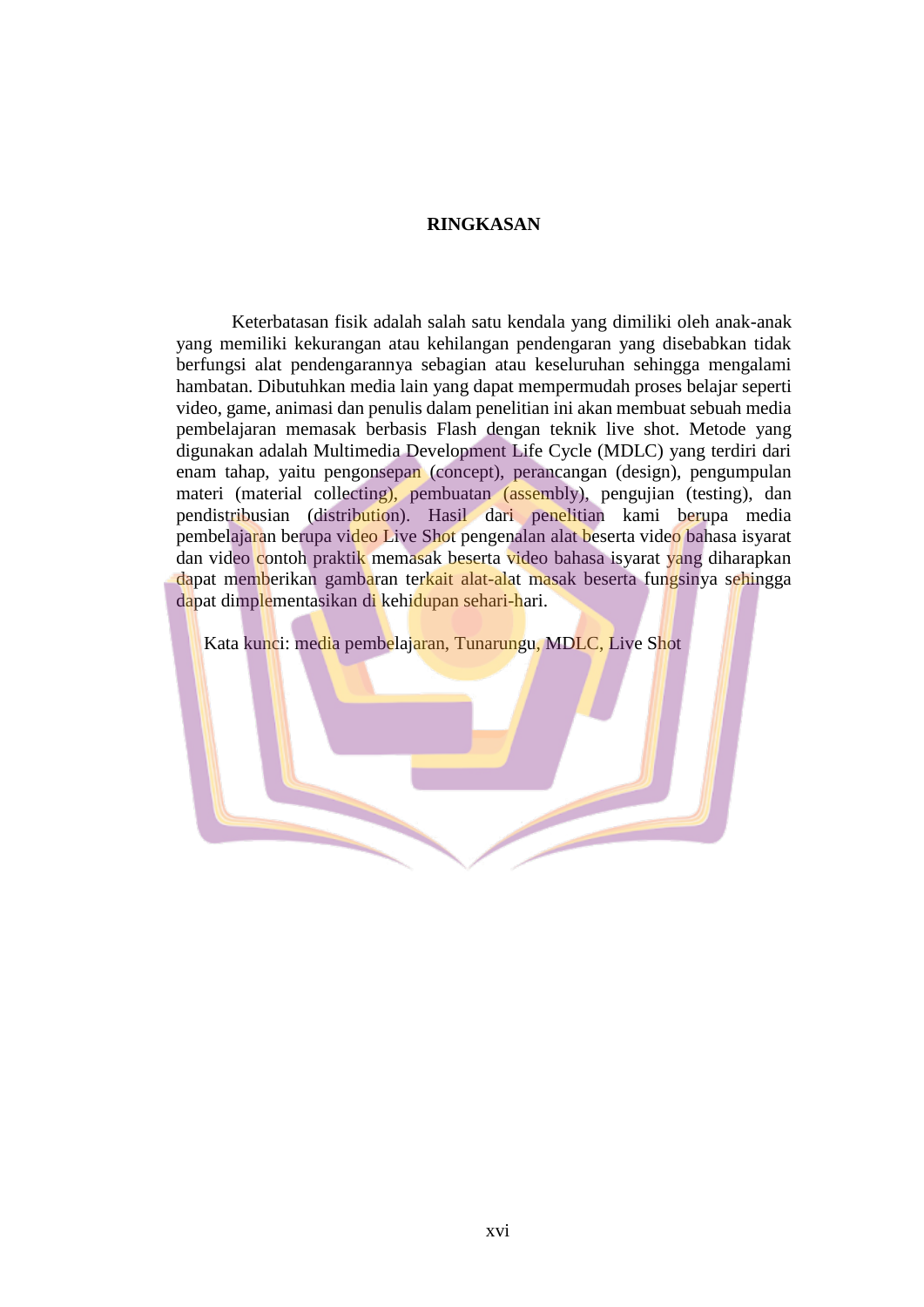# RINGKASAN

Keterbatasan fisik adalah salah satu kendala yang dimiliki oleh anak-anak yang memiliki kekurangan atau kehilangan pendengaran yang disebabkan tidak berfungsi alat pendengarannya sebagian atau keseluruhan sehingga mengalami hambatan. Dibutuhkan media lain yang dapat mempermudah proses belajar seperti video, game, animasi dan penulis dalam penelitian ini akan membuat sebuah media pembelajaran memasak berbasis Flash dengan teknik live shot. Metode yang digunakan adalah Multimedia Development Life Cycle (MDLC) yang terdiri dari enam tahap, yaitu pengonsepan (concept), perancangan (design), pengumpulan materi (material collecting), pembuatan (assembly), pengujian (testing), dan pendistribusian (distribution). Hasil dari penelitian kami berupa media pembelajaran berupa video Live Shot pengenalan alat beserta video bahasa isyarat dan video contoh praktik memasak beserta video bahasa isyarat yang diharapkan dapat memberikan gambaran terkait alat-alat masak beserta fungsinya sehingga dapat dimplementasikan di kehidupan sehari-hari.

Kata kunci: media pembelajaran, Tunarungu, MDLC, Live Shot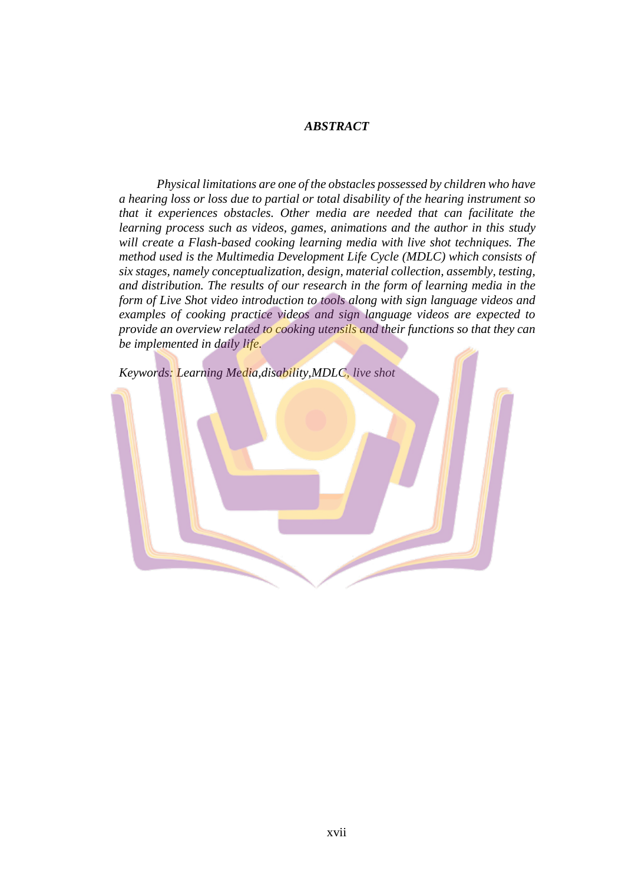***ABSTRACT***

*Physical limitations are one of the obstacles possessed by children who have a hearing loss or loss due to partial or total disability of the hearing instrument so that it experiences obstacles. Other media are needed that can facilitate the learning process such as videos, games, animations and the author in this study will create a Flash-based cooking learning media with live shot techniques. The method used is the Multimedia Development Life Cycle (MDLC) which consists of six stages, namely conceptualization, design, material collection, assembly, testing, and distribution. The results of our research in the form of learning media in the form of Live Shot video introduction to tools along with sign language videos and examples of cooking practice videos and sign language videos are expected to provide an overview related to cooking utensils and their functions so that they can be implemented in daily life.*

*Keywords: Learning Media,disability,MDLC, live shot*